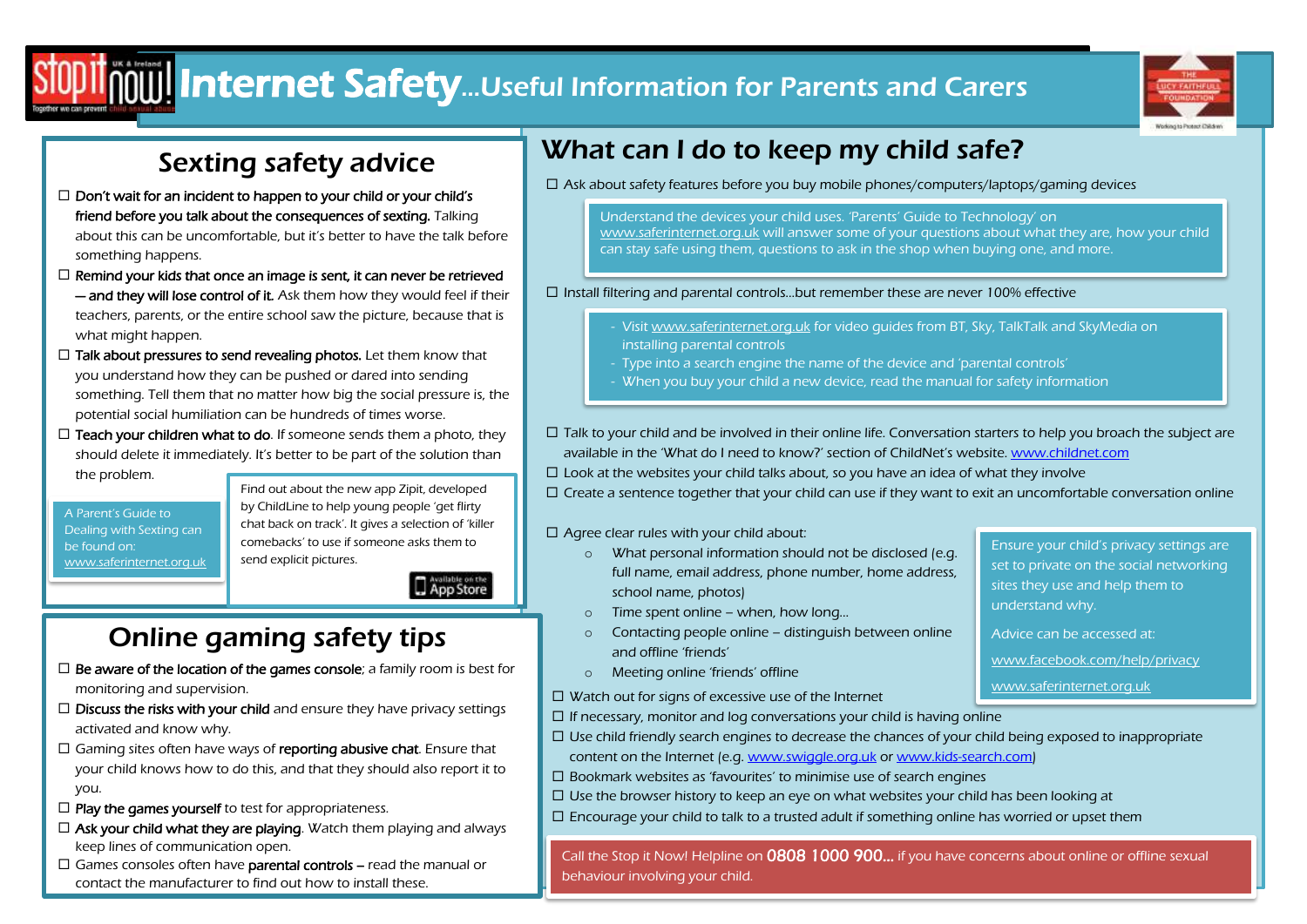# Internet Safety...Useful Information for Parents and Carers

## Sexting safety advice

- ☐ **Don't wait for an incident to happen to your child or your child's friend before you talk about the consequences of sexting.** Talking about this can be uncomfortable, but it's better to have the talk before something happens.
- ☐ **Remind your kids that once an image is sent, it can never be retrieved — and they will lose control of it.** Ask them how they would feel if their teachers, parents, or the entire school saw the picture, because that is what might happen.
- ☐ **Talk about pressures to send revealing photos.** Let them know that you understand how they can be pushed or dared into sending something. Tell them that no matter how big the social pressure is, the potential social humiliation can be hundreds of times worse.
- ☐ **Teach your children what to do.** If someone sends them a photo, they should delete it immediately. It's better to be part of the solution than the problem.

A Parent's Guide to Dealing with Sexting can be found on: www.saferinternet.org.uk

Find out about the new app Zipit, developed by ChildLine to help young people 'get flirty chat back on track'. It gives a selection of 'killer comebacks' to use if someone asks them to send explicit pictures.

Available on the App Store

## Online gaming safety tips

- ☐ **Be aware of the location of the games console**; a family room is best for monitoring and supervision.
- ☐ **Discuss the risks with your child** and ensure they have privacy settings activated and know why.
- ☐ Gaming sites often have ways of **reporting abusive chat**. Ensure that your child knows how to do this, and that they should also report it to you.
- ☐ **Play the games yourself** to test for appropriateness.
- ☐ **Ask your child what they are playing**. Watch them playing and always keep lines of communication open.
- ☐ Games consoles often have **parental controls** – read the manual or contact the manufacturer to find out how to install these.

## What can I do to keep my child safe?

- ☐ Ask about safety features before you buy mobile phones/computers/laptops/gaming devices

> Understand the devices your child uses. 'Parents' Guide to Technology' on www.saferinternet.org.uk will answer some of your questions about what they are, how your child can stay safe using them, questions to ask in the shop when buying one, and more.

- ☐ Install filtering and parental controls...but remember these are never 100% effective

> - Visit www.saferinternet.org.uk for video guides from BT, Sky, TalkTalk and SkyMedia on installing parental controls
> - Type into a search engine the name of the device and 'parental controls'
> - When you buy your child a new device, read the manual for safety information

- ☐ Talk to your child and be involved in their online life. Conversation starters to help you broach the subject are available in the 'What do I need to know?' section of ChildNet's website. www.childnet.com
- ☐ Look at the websites your child talks about, so you have an idea of what they involve
- ☐ Create a sentence together that your child can use if they want to exit an uncomfortable conversation online
- ☐ Agree clear rules with your child about:
  - What personal information should not be disclosed (e.g. full name, email address, phone number, home address, school name, photos)
  - Time spent online – when, how long...
  - Contacting people online – distinguish between online and offline 'friends'
  - Meeting online 'friends' offline
- ☐ Watch out for signs of excessive use of the Internet
- ☐ If necessary, monitor and log conversations your child is having online
- ☐ Use child friendly search engines to decrease the chances of your child being exposed to inappropriate content on the Internet (e.g. www.swiggle.org.uk or www.kids-search.com)
- ☐ Bookmark websites as 'favourites' to minimise use of search engines
- ☐ Use the browser history to keep an eye on what websites your child has been looking at
- ☐ Encourage your child to talk to a trusted adult if something online has worried or upset them

> Ensure your child's privacy settings are set to private on the social networking sites they use and help them to understand why.
>
> Advice can be accessed at:
>
> www.facebook.com/help/privacy
>
> www.saferinternet.org.uk

Call the Stop it Now! Helpline on **0808 1000 900...** if you have concerns about online or offline sexual behaviour involving your child.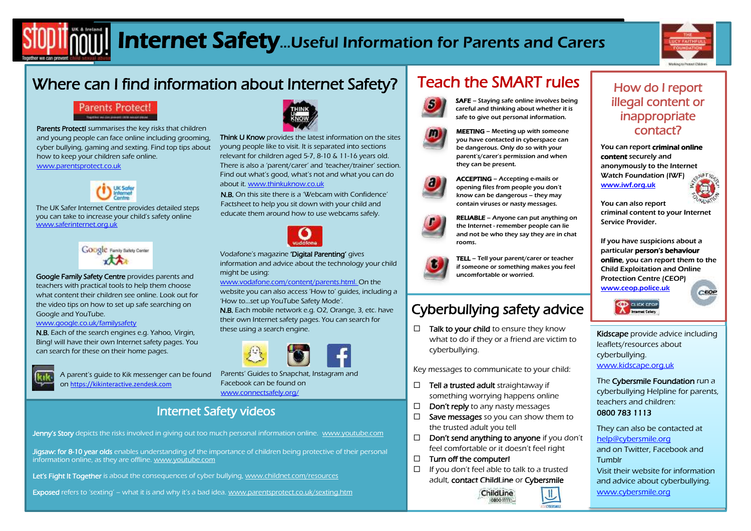# Internet Safety…Useful Information for Parents and Carers

## Where can I find information about Internet Safety?

**Parents Protect!** summarises the key risks that children and young people can face online including grooming, cyber bullying, gaming and sexting. Find top tips about how to keep your children safe online.
www.parentsprotect.co.uk

The UK Safer Internet Centre provides detailed steps you can take to increase your child's safety online
www.saferinternet.org.uk

**Google Family Safety Centre** provides parents and teachers with practical tools to help them choose what content their children see online. Look out for the video tips on how to set up safe searching on Google and YouTube.
www.google.co.uk/familysafety

**N.B.** Each of the search engines e.g. Yahoo, Virgin, Bing! will have their own Internet safety pages. You can search for these on their home pages.

A parent's guide to Kik messenger can be found on https://kikinteractive.zendesk.com

**Think U Know** provides the latest information on the sites young people like to visit. It is separated into sections relevant for children aged 5-7, 8-10 & 11-16 years old. There is also a 'parent/carer' and 'teacher/trainer' section. Find out what's good, what's not and what you can do about it. www.thinkuknow.co.uk

**N.B.** On this site there is a 'Webcam with Confidence' Factsheet to help you sit down with your child and educate them around how to use webcams safely.

Vodafone's magazine **'Digital Parenting'** gives information and advice about the technology your child might be using:
www.vodafone.com/content/parents.html. On the website you can also access 'How to' guides, including a 'How to…set up YouTube Safety Mode'.

**N.B.** Each mobile network e.g. O2, Orange, 3, etc. have their own Internet safety pages. You can search for these using a search engine.

Parents' Guides to Snapchat, Instagram and Facebook can be found on
www.connectsafely.org/

## Internet Safety videos

**Jenny's Story** depicts the risks involved in giving out too much personal information online. www.youtube.com

**Jigsaw: for 8-10 year olds** enables understanding of the importance of children being protective of their personal information online, as they are offline. www.youtube.com

**Let's Fight It Together** is about the consequences of cyber bullying. www.childnet.com/resources

**Exposed** refers to 'sexting' – what it is and why it's a bad idea. www.parentsprotect.co.uk/sexting.htm

## Teach the SMART rules

**SAFE** – Staying safe online involves being careful and thinking about whether it is safe to give out personal information.

**MEETING** – Meeting up with someone you have contacted in cyberspace can be dangerous. Only do so with your parent's/carer's permission and when they can be present.

**ACCEPTING** – Accepting e-mails or opening files from people you don't know can be dangerous – they may contain viruses or nasty messages.

**RELIABLE** – Anyone can put anything on the Internet - remember people can lie and not be who they say they are in chat rooms.

**TELL** – Tell your parent/carer or teacher if someone or something makes you feel uncomfortable or worried.

## Cyberbullying safety advice

- **Talk to your child** to ensure they know what to do if they or a friend are victim to cyberbullying.

Key messages to communicate to your child:

- **Tell a trusted adult** straightaway if something worrying happens online
- **Don't reply** to any nasty messages
- **Save messages** so you can show them to the trusted adult you tell
- **Don't send anything to anyone** if you don't feel comfortable or it doesn't feel right
- **Turn off the computer!**
- If you don't feel able to talk to a trusted adult, **contact ChildLine** or **Cybersmile**

## How do I report illegal content or inappropriate contact?

You can report **criminal online content** securely and anonymously to the Internet Watch Foundation (IWF)
www.iwf.org.uk

You can also report criminal content to your Internet Service Provider.

If you have suspicions about a particular **person's behaviour online**, you can report them to the Child Exploitation and Online Protection Centre (CEOP)
www.ceop.police.uk

**Kidscape** provide advice including leaflets/resources about cyberbullying.
www.kidscape.org.uk

The **Cybersmile Foundation** run a cyberbullying Helpline for parents, teachers and children:
**0800 783 1113**

They can also be contacted at help@cybersmile.org and on Twitter, Facebook and Tumblr

Visit their website for information and advice about cyberbullying.
www.cybersmile.org